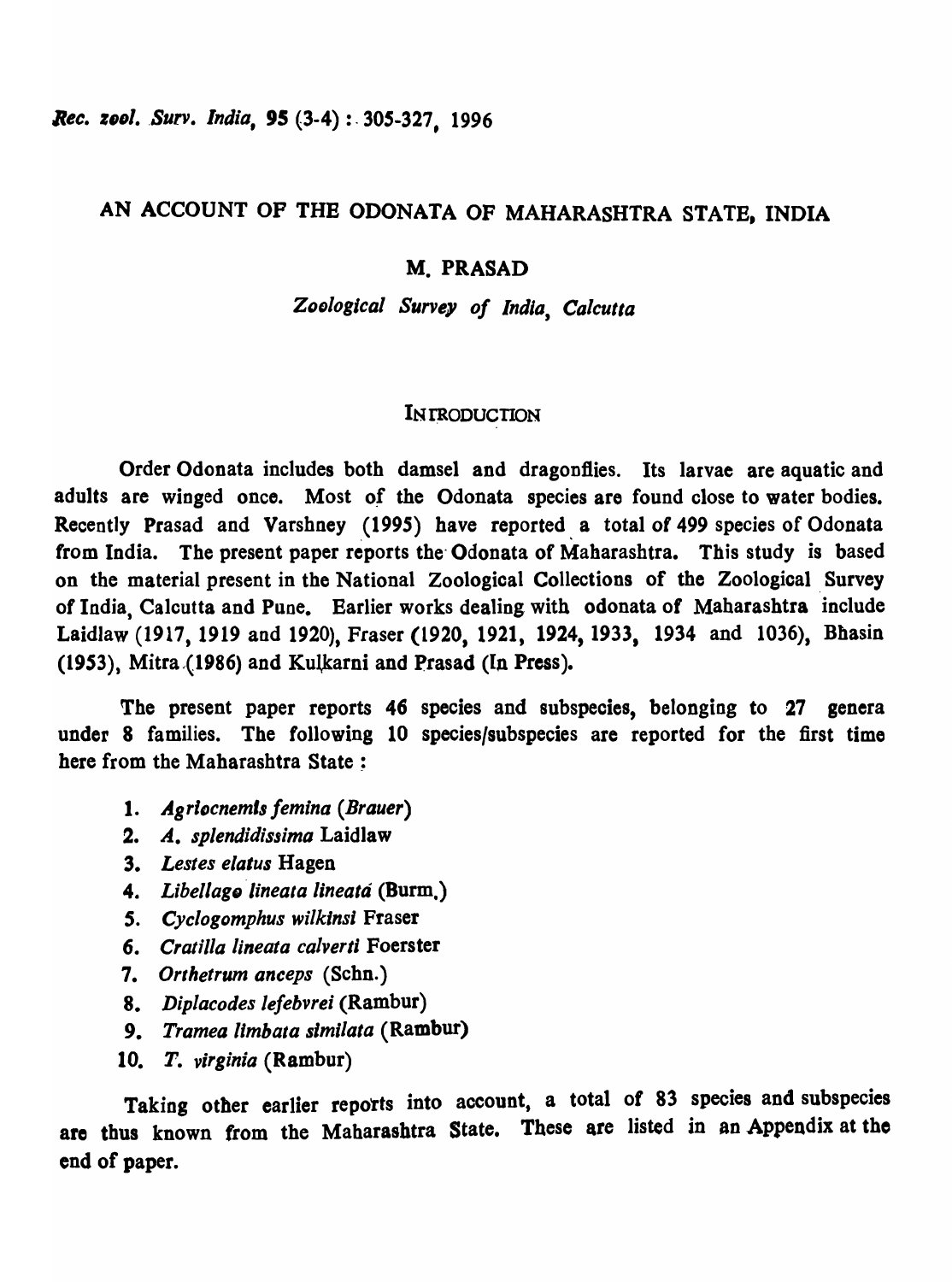# AN ACCOUNT OF THE ODONATA OF MAHARASHTRA STATE, INDIA

## M. PRASAD

*Zoological Survey of India, Calcutta*

### INTRODUCTION

Order Odonata includes both damsel and dragonflies. Its larvae are aquatic and adults are winged once. Most of the Odonata species are found close to water bodies. Recently Prasad and Varshney (1995) have reported a total of 499 species of Odonata from India. The present paper reports the Odonata of Maharashtra. This study is based on the material present in the National Zoological Collections of the Zoological Survey of India, Calcutta and Pune. Earlier works dealing with odonata of Maharashtra include Laidlaw (1917, 1919 and 1920), Fraser (1920, 1921, 1924, 1933, 1934 and 1036), Bhasin (1953), Mitra (1986) and Kulkarni and Prasad (In Press).

The present paper reports 46 species and subspecies, belonging to 27 genera under 8 families. The following 10 species/subspecies are reported for the first time here from the Maharashtra State :

1. *Agriocnemis femina (Brauer)*
2. *A. splendidissima* Laidlaw
3. *Lestes elatus* Hagen
4. *Libellago lineata lineata* (Burm.)
5. *Cyclogomphus wilkinsi* Fraser
6. *Cratilla lineata calverti* Foerster
7. *Orthetrum anceps* (Schn.)
8. *Diplacodes lefebvrei* (Rambur)
9. *Tramea limbata similata* (Rambur)
10. *T. virginia* (Rambur)

Taking other earlier reports into account, a total of 83 species and subspecies are thus known from the Maharashtra State. These are listed in an Appendix at the end of paper.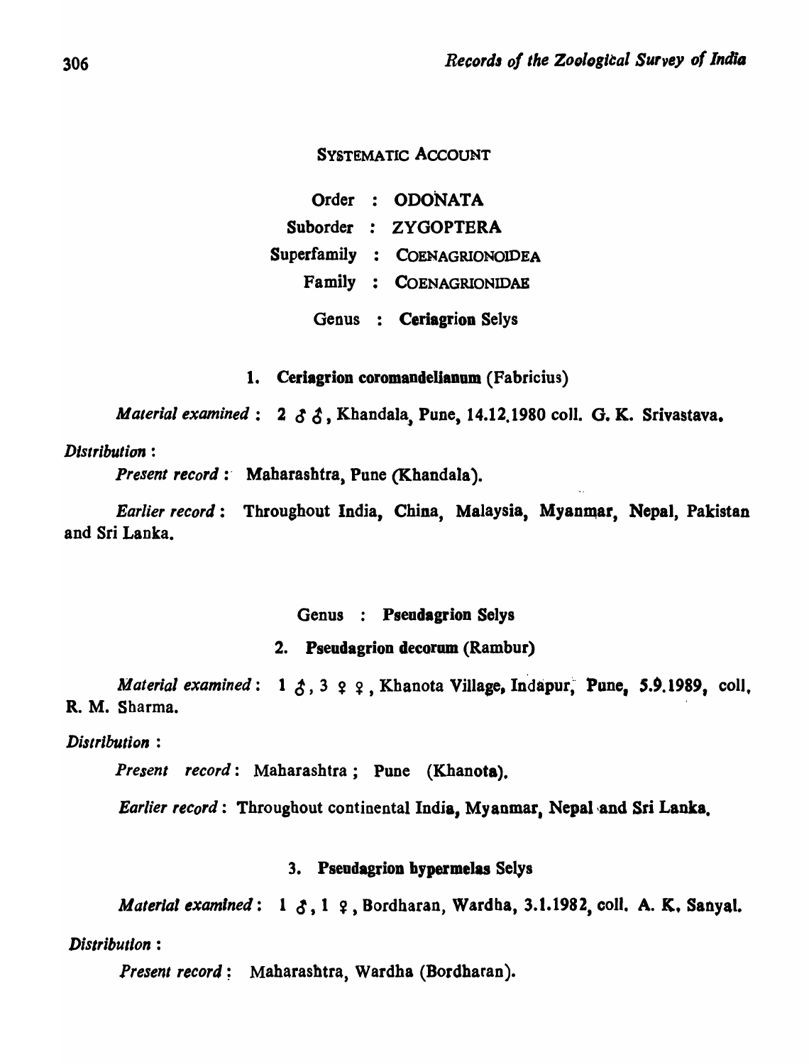## SYSTEMATIC ACCOUNT

Order : ODONATA

Suborder : ZYGOPTERA

Superfamily : COENAGRIONOIDEA

Family : COENAGRIONIDAE

Genus : **Ceriagrion Selys**

### 1. Ceriagrion coromandelianum (Fabricius)

*Material examined* : 2 ♂♂, Khandala, Pune, 14.12.1980 coll. G. K. Srivastava.

*Distribution* :

*Present record* : Maharashtra, Pune (Khandala).

*Earlier record* : Throughout India, China, Malaysia, Myanmar, Nepal, Pakistan and Sri Lanka.

Genus : **Pseudagrion Selys**

### 2. Pseudagrion decorum (Rambur)

*Material examined* : 1 ♂, 3 ♀♀, Khanota Village, Indapur, Pune, 5.9.1989, coll. R. M. Sharma.

*Distribution* :

*Present record* : Maharashtra ; Pune (Khanota).

*Earlier record* : Throughout continental India, Myanmar, Nepal and Sri Lanka.

### 3. Pseudagrion hypermelas Selys

*Material examined* : 1 ♂, 1 ♀, Bordharan, Wardha, 3.1.1982, coll. A. K. Sanyal.

*Distribution* :

*Present record* : Maharashtra, Wardha (Bordharan).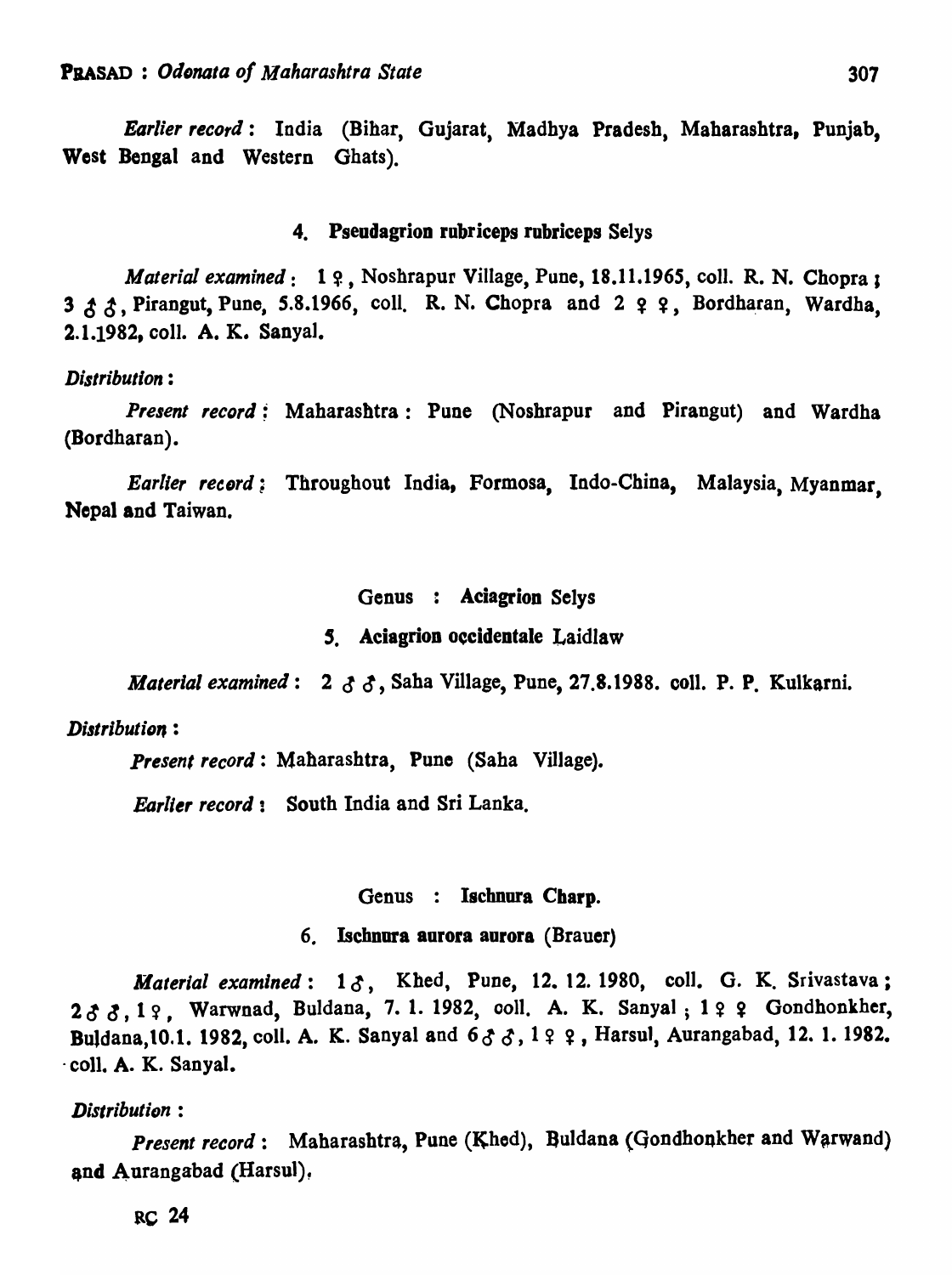*Earlier record*: India (Bihar, Gujarat, Madhya Pradesh, Maharashtra, Punjab, West Bengal and Western Ghats).

### 4. Pseudagrion rubriceps rubriceps Selys

*Material examined*: 1 ♀, Noshrapur Village, Pune, 18.11.1965, coll. R. N. Chopra; 3 ♂♂, Pirangut, Pune, 5.8.1966, coll. R. N. Chopra and 2 ♀♀, Bordharan, Wardha, 2.1.1982, coll. A. K. Sanyal.

*Distribution*:

*Present record*: Maharashtra: Pune (Noshrapur and Pirangut) and Wardha (Bordharan).

*Earlier record*: Throughout India, Formosa, Indo-China, Malaysia, Myanmar, Nepal and Taiwan.

## Genus : Aciagrion Selys

### 5. Aciagrion occidentale Laidlaw

*Material examined*: 2 ♂♂, Saha Village, Pune, 27.8.1988. coll. P. P. Kulkarni.

*Distribution*:

*Present record*: Maharashtra, Pune (Saha Village).

*Earlier record*: South India and Sri Lanka.

## Genus : Ischnura Charp.

### 6. Ischnura aurora aurora (Brauer)

*Material examined*: 1 ♂, Khed, Pune, 12. 12. 1980, coll. G. K. Srivastava; 2 ♂♂, 1 ♀, Warwnad, Buldana, 7. 1. 1982, coll. A. K. Sanyal; 1 ♀♀ Gondhonkher, Buldana, 10.1. 1982, coll. A. K. Sanyal and 6 ♂♂, 1 ♀♀, Harsul, Aurangabad, 12. 1. 1982. coll. A. K. Sanyal.

*Distribution*:

*Present record*: Maharashtra, Pune (Khed), Buldana (Gondhonkher and Warwand) and Aurangabad (Harsul).

RC 24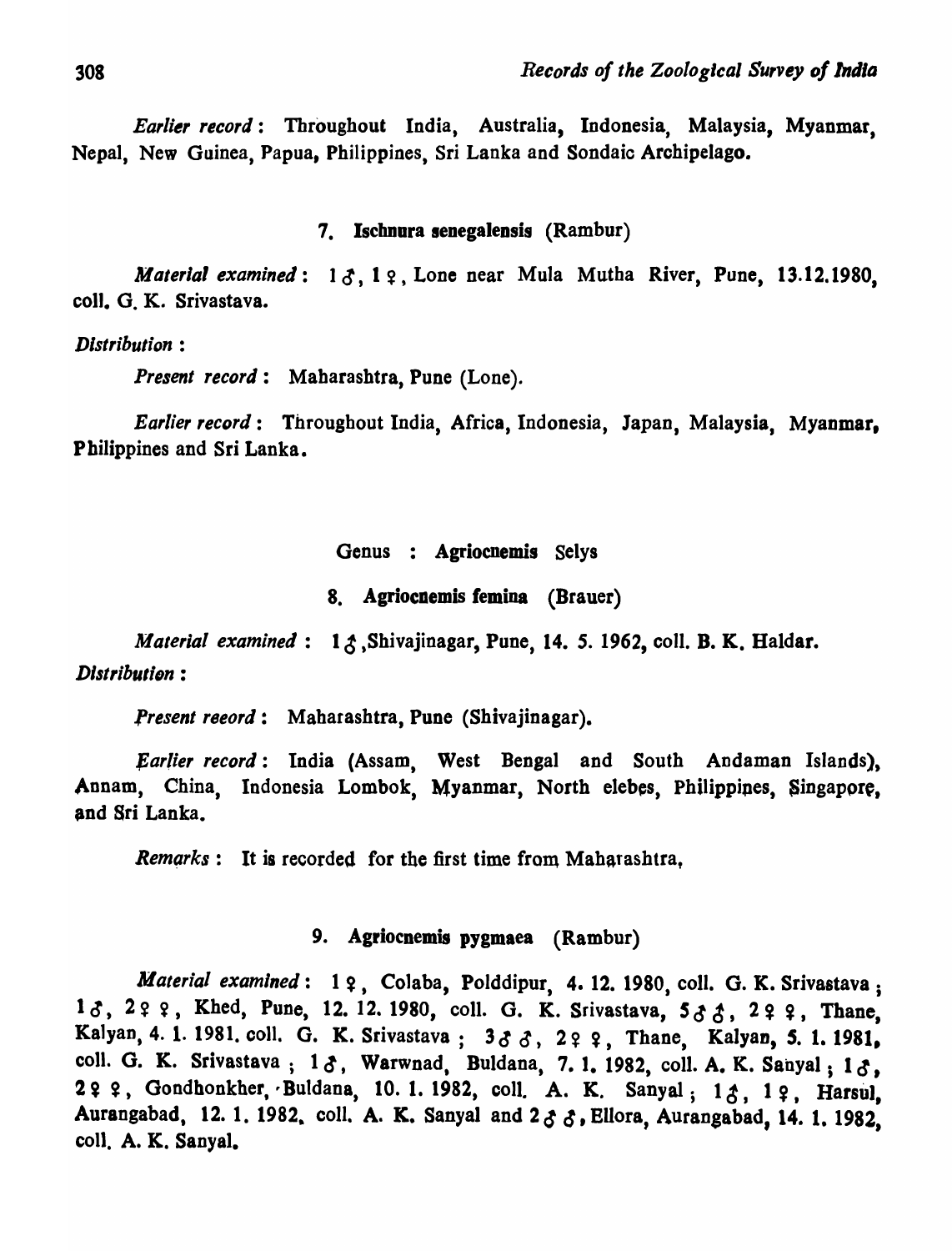*Earlier record*: Throughout India, Australia, Indonesia, Malaysia, Myanmar, Nepal, New Guinea, Papua, Philippines, Sri Lanka and Sondaic Archipelago.

### 7. Ischnura senegalensis (Rambur)

*Material examined*: 1 ♂, 1 ♀, Lone near Mula Mutha River, Pune, 13.12.1980, coll. G. K. Srivastava.

*Distribution*:

*Present record*: Maharashtra, Pune (Lone).

*Earlier record*: Throughout India, Africa, Indonesia, Japan, Malaysia, Myanmar, Philippines and Sri Lanka.

## Genus : Agriocnemis Selys

### 8. Agriocnemis femina (Brauer)

*Material examined*: 1 ♂, Shivajinagar, Pune, 14. 5. 1962, coll. B. K. Haldar.

*Distribution*:

*Present reeord*: Maharashtra, Pune (Shivajinagar).

*Earlier record*: India (Assam, West Bengal and South Andaman Islands), Annam, China, Indonesia Lombok, Myanmar, North elebes, Philippines, Singapore, and Sri Lanka.

*Remarks*: It is recorded for the first time from Maharashtra,

### 9. Agriocnemis pygmaea (Rambur)

*Material examined*: 1 ♀, Colaba, Polddipur, 4. 12. 1980, coll. G. K. Srivastava ; 1 ♂, 2 ♀ ♀, Khed, Pune, 12. 12. 1980, coll. G. K. Srivastava, 5 ♂ ♂, 2 ♀ ♀, Thane, Kalyan, 4. 1. 1981. coll. G. K. Srivastava ; 3 ♂ ♂, 2 ♀ ♀, Thane, Kalyan, 5. 1. 1981, coll. G. K. Srivastava ; 1 ♂, Warwnad, Buldana, 7. 1. 1982, coll. A. K. Sanyal ; 1 ♂, 2 ♀ ♀, Gondhonkher, Buldana, 10. 1. 1982, coll. A. K. Sanyal ; 1 ♂, 1 ♀, Harsul, Aurangabad, 12. 1. 1982, coll. A. K. Sanyal and 2 ♂ ♂, Ellora, Aurangabad, 14. 1. 1982, coll. A. K. Sanyal.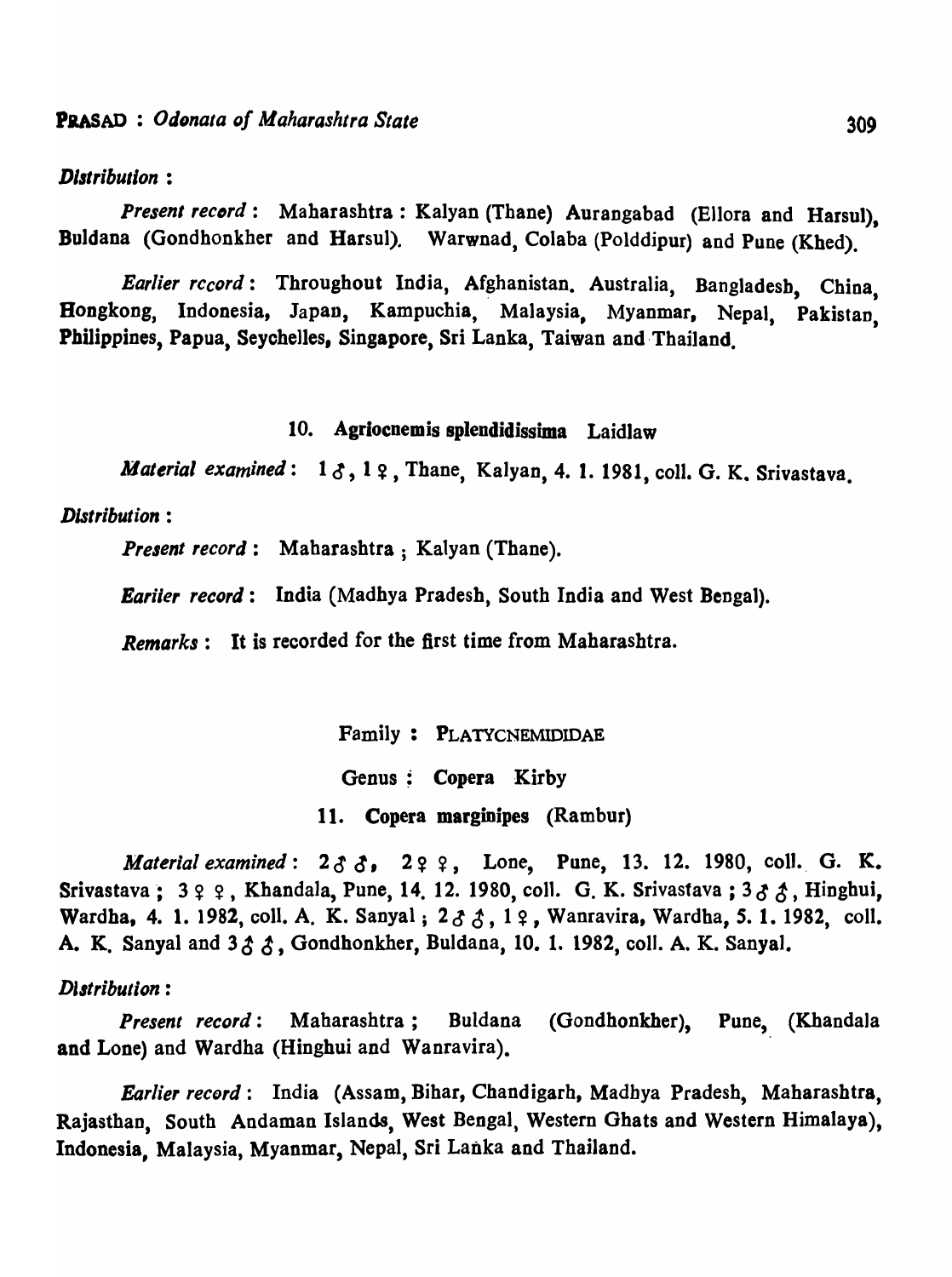*Distribution* :

*Present record* : Maharashtra : Kalyan (Thane) Aurangabad (Ellora and Harsul), Buldana (Gondhonkher and Harsul). Warwnad, Colaba (Polddipur) and Pune (Khed).

*Earlier record* : Throughout India, Afghanistan. Australia, Bangladesh, China, Hongkong, Indonesia, Japan, Kampuchia, Malaysia, Myanmar, Nepal, Pakistan, Philippines, Papua, Seychelles, Singapore, Sri Lanka, Taiwan and Thailand.

### 10. **Agriocnemis splendidissima** Laidlaw

*Material examined* : 1 ♂, 1 ♀, Thane, Kalyan, 4. 1. 1981, coll. G. K. Srivastava.

*Distribution* :

*Present record* : Maharashtra ; Kalyan (Thane).

*Earlier record* : India (Madhya Pradesh, South India and West Bengal).

*Remarks* : It is recorded for the first time from Maharashtra.

Family : PLATYCNEMIDIDAE

Genus : **Copera** Kirby

### 11. **Copera marginipes** (Rambur)

*Material examined* : 2 ♂ ♂, 2 ♀ ♀, Lone, Pune, 13. 12. 1980, coll. G. K. Srivastava ; 3 ♀ ♀, Khandala, Pune, 14. 12. 1980, coll. G. K. Srivastava ; 3 ♂ ♂, Hinghui, Wardha, 4. 1. 1982, coll. A. K. Sanyal ; 2 ♂ ♂, 1 ♀, Wanravira, Wardha, 5. 1. 1982, coll. A. K. Sanyal and 3 ♂ ♂, Gondhonkher, Buldana, 10. 1. 1982, coll. A. K. Sanyal.

*Distribution* :

*Present record* : Maharashtra ; Buldana (Gondhonkher), Pune, (Khandala and Lone) and Wardha (Hinghui and Wanravira).

*Earlier record* : India (Assam, Bihar, Chandigarh, Madhya Pradesh, Maharashtra, Rajasthan, South Andaman Islands, West Bengal, Western Ghats and Western Himalaya), Indonesia, Malaysia, Myanmar, Nepal, Sri Lanka and Thailand.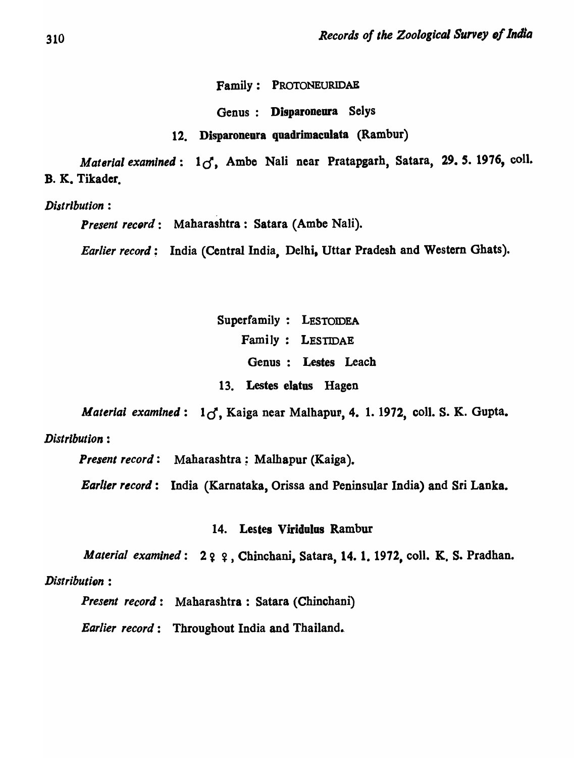Family : PROTONEURIDAE

Genus : **Disparoneura** Selys

### 12. Disparoneura quadrimaculata (Rambur)

*Material examined* : 1♂, Ambe Nali near Pratapgarh, Satara, 29. 5. 1976, coll. B. K. Tikader.

*Distribution* :

*Present record* : Maharashtra : Satara (Ambe Nali).

*Earlier record* : India (Central India, Delhi, Uttar Pradesh and Western Ghats).

Superfamily : LESTOIDEA

Family : LESTIDAE

Genus : **Lestes** Leach

### 13. Lestes elatus Hagen

*Material examined* : 1♂, Kaiga near Malhapur, 4. 1. 1972, coll. S. K. Gupta.

*Distribution* :

*Present record* : Maharashtra : Malhapur (Kaiga).

*Earlier record* : India (Karnataka, Orissa and Peninsular India) and Sri Lanka.

### 14. Lestes Viridulus Rambur

*Material examined* : 2♀♀, Chinchani, Satara, 14. 1. 1972, coll. K. S. Pradhan.

*Distribution* :

*Present record* : Maharashtra : Satara (Chinchani)

*Earlier record* : Throughout India and Thailand.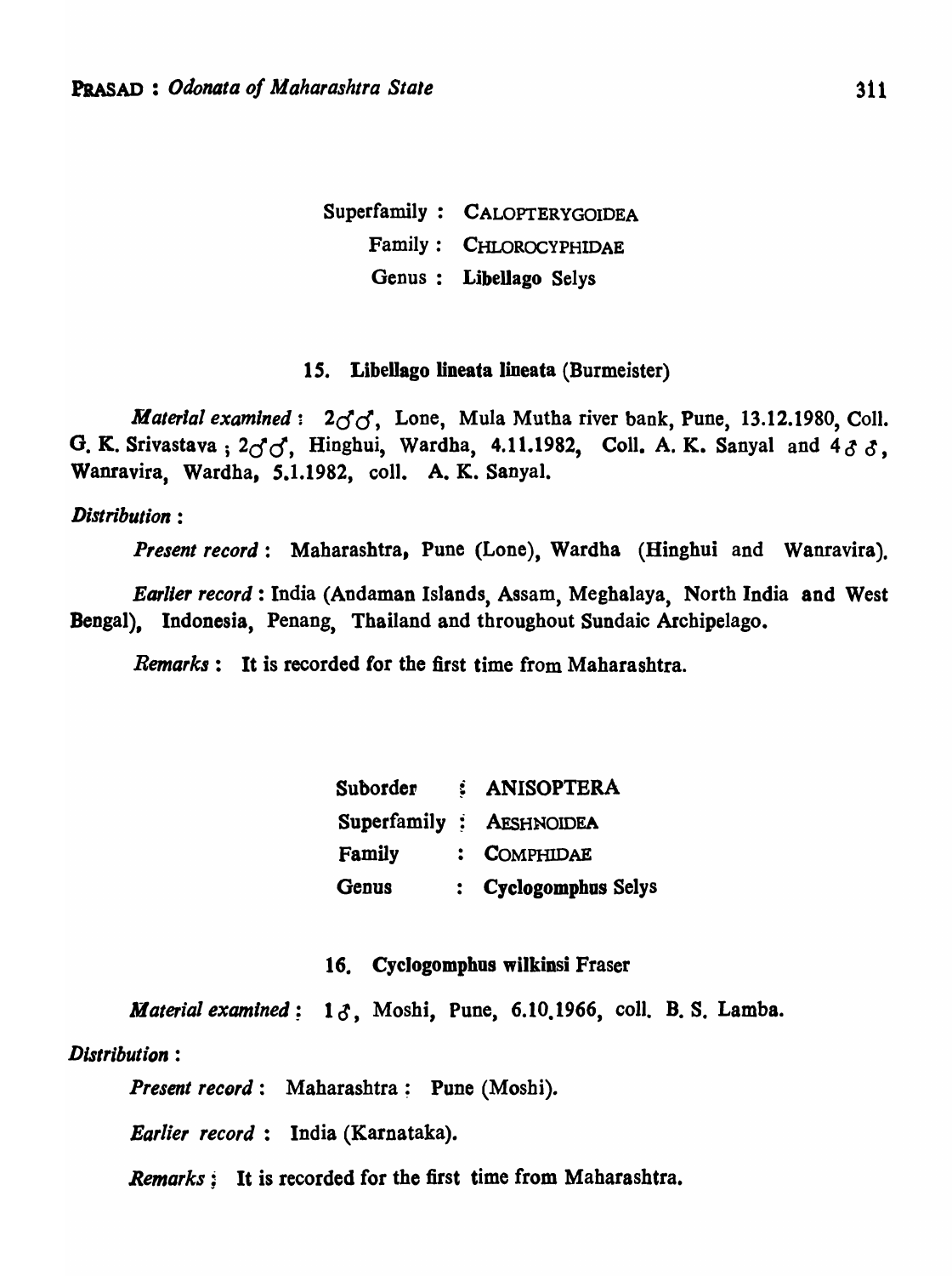Superfamily : CALOPTERYGOIDEA
Family : CHLOROCYPHIDAE
Genus : **Libellago** Selys

### 15. Libellago lineata lineata (Burmeister)

*Material examined* : 2♂♂, Lone, Mula Mutha river bank, Pune, 13.12.1980, Coll. G. K. Srivastava ; 2♂♂, Hinghui, Wardha, 4.11.1982, Coll. A. K. Sanyal and 4♂♂, Wanravira, Wardha, 5.1.1982, coll. A. K. Sanyal.

*Distribution* :

*Present record* : Maharashtra, Pune (Lone), Wardha (Hinghui and Wanravira).

*Earlier record* : India (Andaman Islands, Assam, Meghalaya, North India and West Bengal), Indonesia, Penang, Thailand and throughout Sundaic Archipelago.

*Remarks* : It is recorded for the first time from Maharashtra.

Suborder : ANISOPTERA
Superfamily : AESHNOIDEA
Family : COMPHIDAE
Genus : **Cyclogomphus** Selys

### 16. Cyclogomphus wilkinsi Fraser

*Material examined* : 1♂, Moshi, Pune, 6.10.1966, coll. B. S. Lamba.

*Distribution* :

*Present record* : Maharashtra : Pune (Moshi).

*Earlier record* : India (Karnataka).

*Remarks* : It is recorded for the first time from Maharashtra.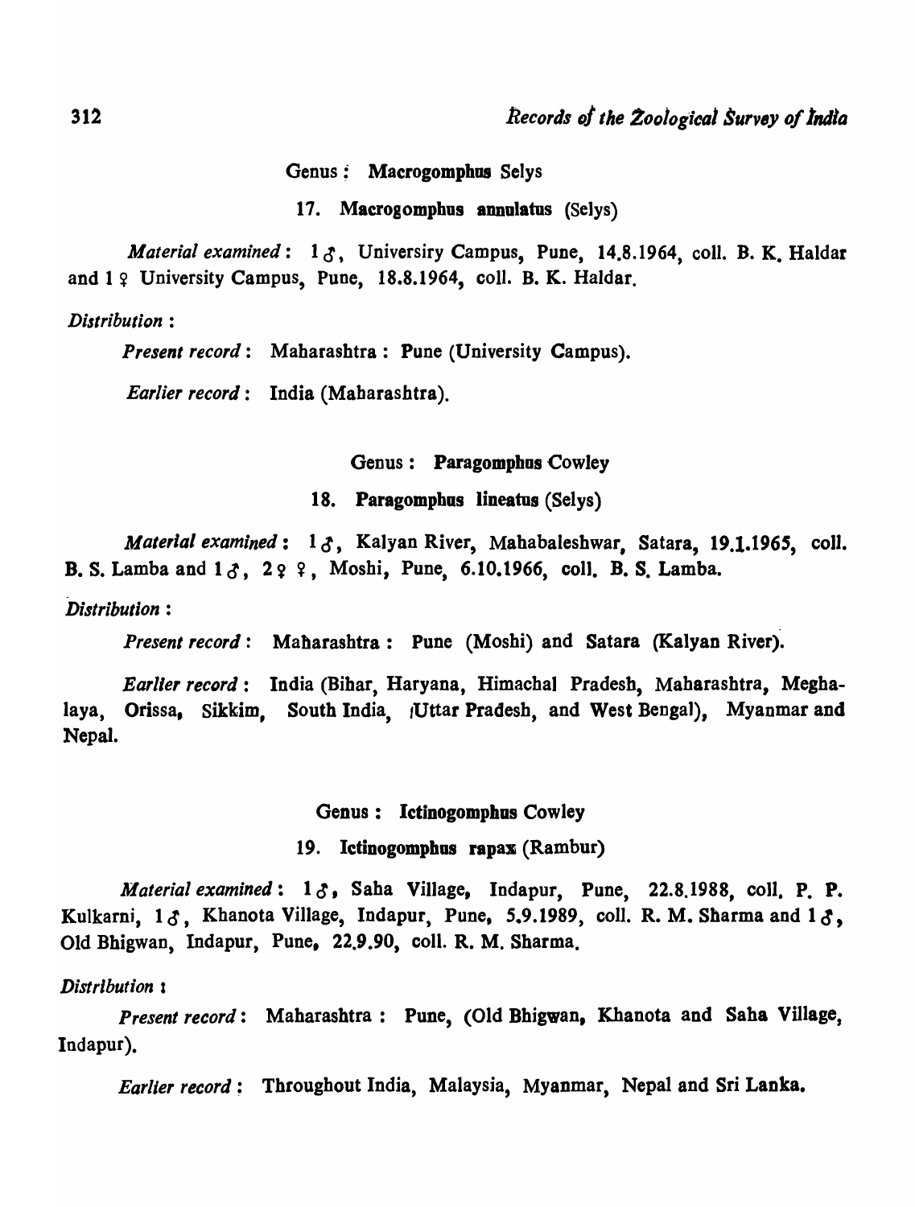Genus : **Macrogomphus** Selys

17. **Macrogomphus annulatus** (Selys)

*Material examined*: 1 ♂, Universiry Campus, Pune, 14.8.1964, coll. B. K. Haldar and 1 ♀ University Campus, Pune, 18.8.1964, coll. B. K. Haldar.

*Distribution* :

*Present record* : Maharashtra : Pune (University Campus).

*Earlier record* : India (Maharashtra).

Genus : **Paragomphus** Cowley

18. **Paragomphus lineatus** (Selys)

*Material examined* : 1 ♂, Kalyan River, Mahabaleshwar, Satara, 19.1.1965, coll. B. S. Lamba and 1 ♂, 2 ♀ ♀, Moshi, Pune, 6.10.1966, coll. B. S. Lamba.

*Distribution* :

*Present record* : Maharashtra : Pune (Moshi) and Satara (Kalyan River).

*Earlier record* : India (Bihar, Haryana, Himachal Pradesh, Maharashtra, Meghalaya, Orissa, Sikkim, South India, Uttar Pradesh, and West Bengal), Myanmar and Nepal.

Genus : **Ictinogomphus** Cowley

19. **Ictinogomphus rapax** (Rambur)

*Material examined* : 1 ♂, Saha Village, Indapur, Pune, 22.8.1988, coll. P. P. Kulkarni, 1 ♂, Khanota Village, Indapur, Pune, 5.9.1989, coll. R. M. Sharma and 1 ♂, Old Bhigwan, Indapur, Pune, 22.9.90, coll. R. M. Sharma.

*Distribution* :

*Present record* : Maharashtra : Pune, (Old Bhigwan, Khanota and Saha Village, Indapur).

*Earlier record* : Throughout India, Malaysia, Myanmar, Nepal and Sri Lanka.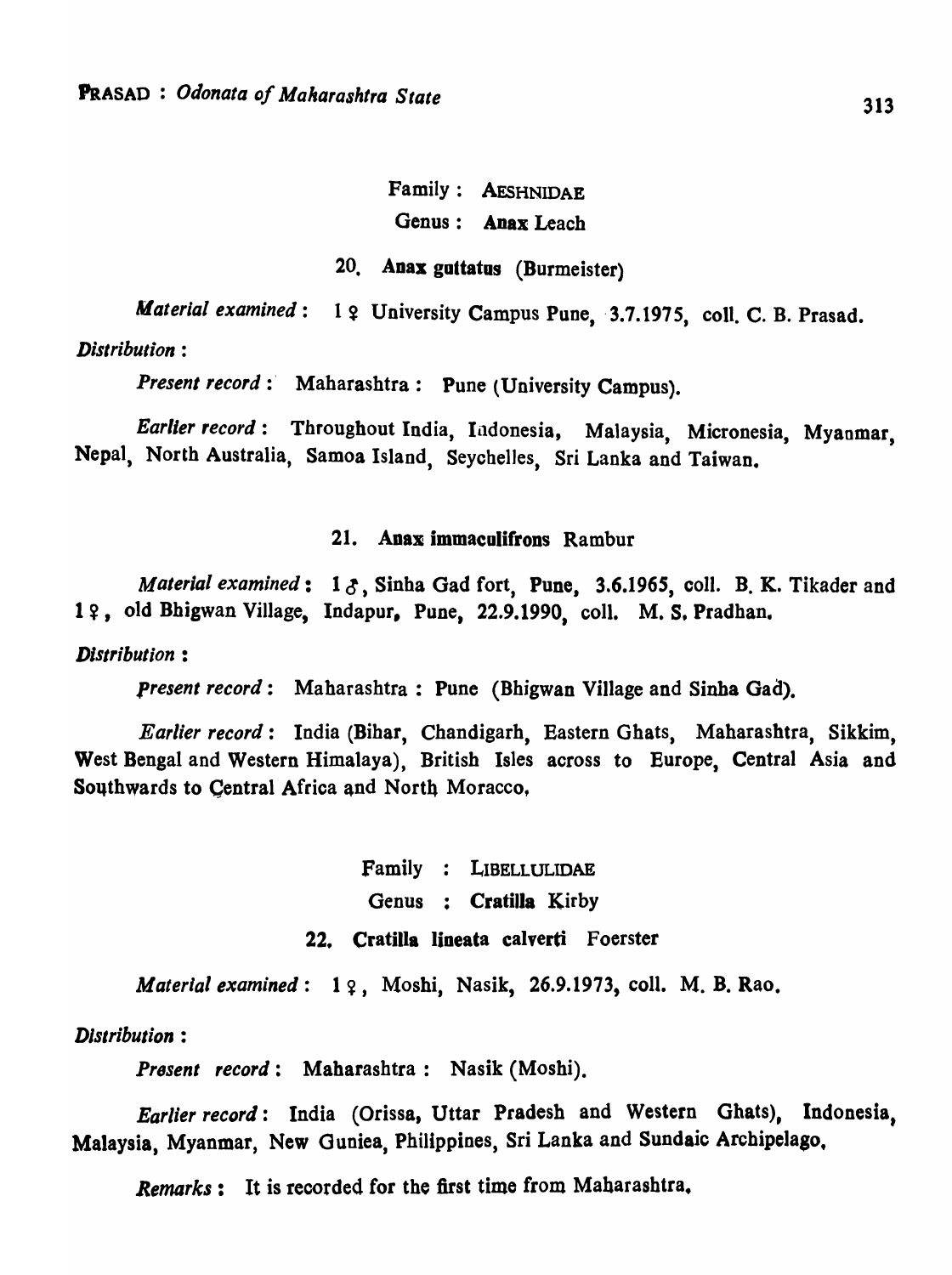Family : AESHNIDAE

Genus : **Anax** Leach

### 20. **Anax guttatus** (Burmeister)

*Material examined* : 1 ♀ University Campus Pune, 3.7.1975, coll. C. B. Prasad.

*Distribution* :

*Present record* : Maharashtra : Pune (University Campus).

*Earlier record* : Throughout India, Indonesia, Malaysia, Micronesia, Myanmar, Nepal, North Australia, Samoa Island, Seychelles, Sri Lanka and Taiwan.

### 21. **Anax immaculifrons** Rambur

*Material examined* : 1 ♂, Sinha Gad fort, Pune, 3.6.1965, coll. B. K. Tikader and 1 ♀, old Bhigwan Village, Indapur, Pune, 22.9.1990, coll. M. S. Pradhan.

*Distribution* :

*Present record* : Maharashtra : Pune (Bhigwan Village and Sinha Gad).

*Earlier record* : India (Bihar, Chandigarh, Eastern Ghats, Maharashtra, Sikkim, West Bengal and Western Himalaya), British Isles across to Europe, Central Asia and Southwards to Central Africa and North Moracco,

Family : LIBELLULIDAE

Genus : **Cratilla** Kirby

### 22. **Cratilla lineata calverti** Foerster

*Material examined* : 1 ♀, Moshi, Nasik, 26.9.1973, coll. M. B. Rao.

*Distribution* :

*Present record* : Maharashtra : Nasik (Moshi).

*Earlier record* : India (Orissa, Uttar Pradesh and Western Ghats), Indonesia, Malaysia, Myanmar, New Guniea, Philippines, Sri Lanka and Sundaic Archipelago,

*Remarks* : It is recorded for the first time from Maharashtra.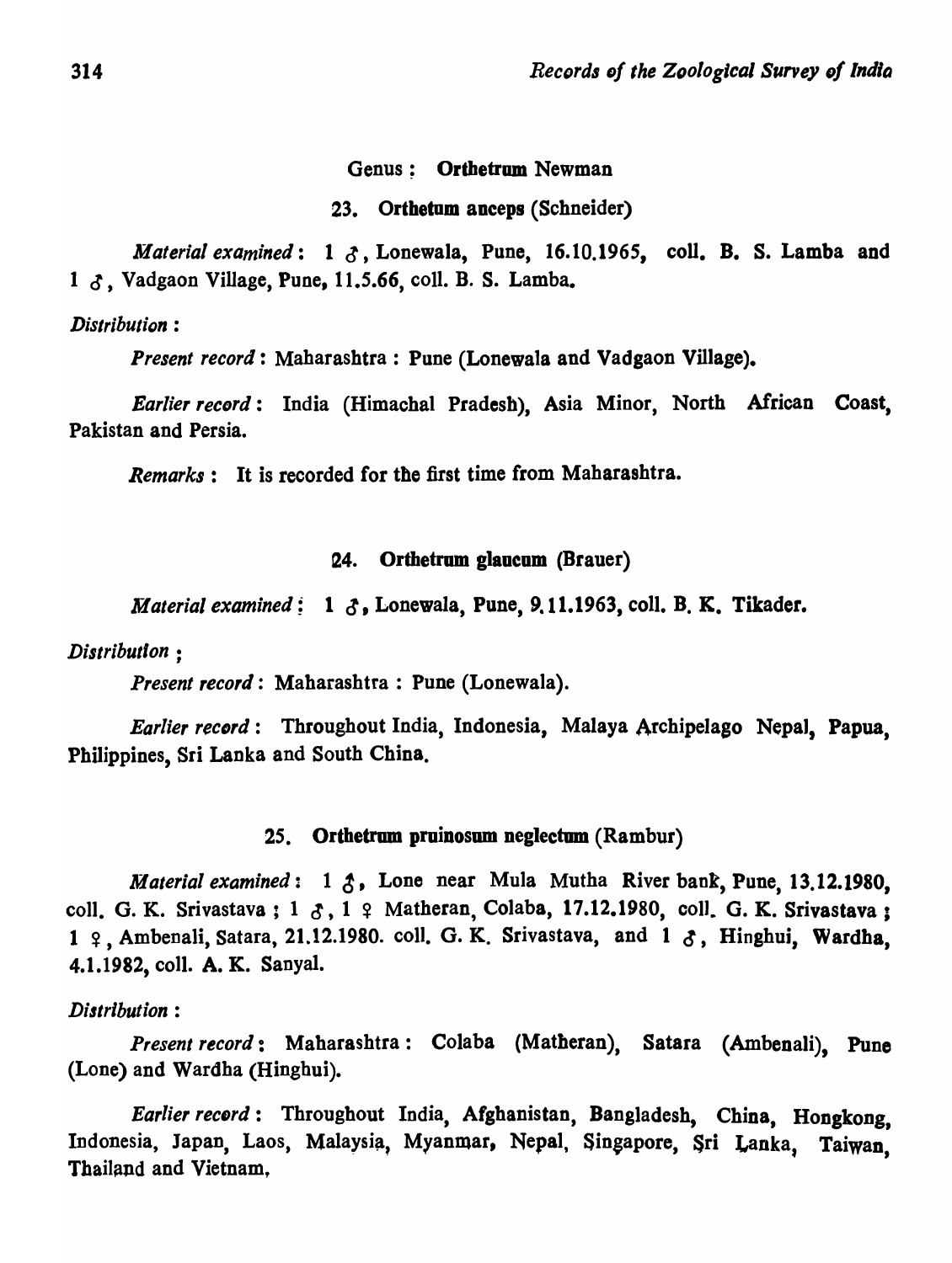Genus : **Orthetrum** Newman

23. **Orthetum anceps** (Schneider)

*Material examined* : 1 ♂, Lonewala, Pune, 16.10.1965, coll. B. S. Lamba and 1 ♂, Vadgaon Village, Pune, 11.5.66, coll. B. S. Lamba.

*Distribution* :

*Present record* : Maharashtra : Pune (Lonewala and Vadgaon Village).

*Earlier record* : India (Himachal Pradesh), Asia Minor, North African Coast, Pakistan and Persia.

*Remarks* : It is recorded for the first time from Maharashtra.

24. **Orthetrum glaucum** (Brauer)

*Material examined* : 1 ♂, Lonewala, Pune, 9.11.1963, coll. B. K. Tikader.

*Distribution* ;

*Present record* : Maharashtra : Pune (Lonewala).

*Earlier record* : Throughout India, Indonesia, Malaya Archipelago Nepal, Papua, Philippines, Sri Lanka and South China.

25. **Orthetrum pruinosum neglectum** (Rambur)

*Material examined* : 1 ♂, Lone near Mula Mutha River bank, Pune, 13.12.1980, coll. G. K. Srivastava ; 1 ♂, 1 ♀ Matheran, Colaba, 17.12.1980, coll. G. K. Srivastava ; 1 ♀, Ambenali, Satara, 21.12.1980. coll. G. K. Srivastava, and 1 ♂, Hinghui, Wardha, 4.1.1982, coll. A. K. Sanyal.

*Distribution* :

*Present record* : Maharashtra : Colaba (Matheran), Satara (Ambenali), Pune (Lone) and Wardha (Hinghui).

*Earlier record* : Throughout India, Afghanistan, Bangladesh, China, Hongkong, Indonesia, Japan, Laos, Malaysia, Myanmar, Nepal, Singapore, Sri Lanka, Taiwan, Thailand and Vietnam.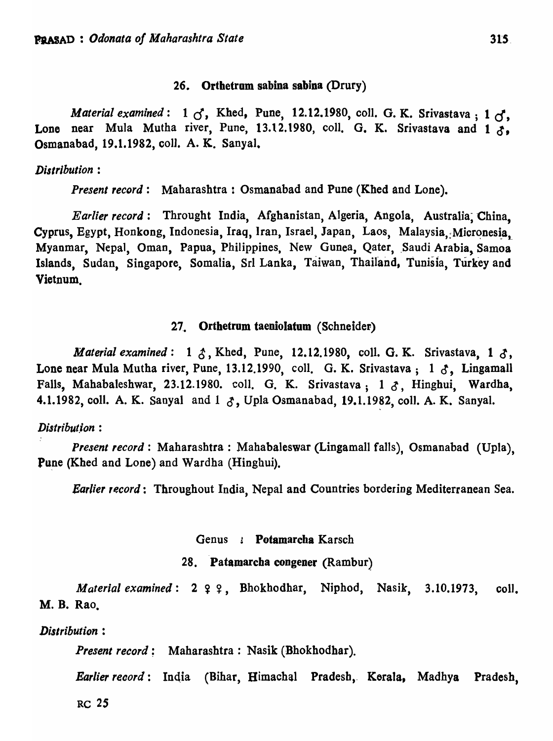### 26. Orthetrum sabina sabina (Drury)

*Material examined*: 1 ♂, Khed, Pune, 12.12.1980, coll. G. K. Srivastava; 1 ♂, Lone near Mula Mutha river, Pune, 13.12.1980, coll. G. K. Srivastava and 1 ♂, Osmanabad, 19.1.1982, coll. A. K. Sanyal.

*Distribution* :

*Present record* : Maharashtra : Osmanabad and Pune (Khed and Lone).

*Earlier record* : Throught India, Afghanistan, Algeria, Angola, Australia, China, Cyprus, Egypt, Honkong, Indonesia, Iraq, Iran, Israel, Japan, Laos, Malaysia, Micronesia, Myanmar, Nepal, Oman, Papua, Philippines, New Gunea, Qater, Saudi Arabia, Samoa Islands, Sudan, Singapore, Somalia, Sri Lanka, Taiwan, Thailand, Tunisia, Turkey and Vietnum.

### 27. Orthetrum taeniolatum (Schneider)

*Material examined* : 1 ♂, Khed, Pune, 12.12.1980, coll. G. K. Srivastava, 1 ♂, Lone near Mula Mutha river, Pune, 13.12.1990, coll. G. K. Srivastava; 1 ♂, Lingamall Falls, Mahabaleshwar, 23.12.1980. coll. G. K. Srivastava; 1 ♂, Hinghui, Wardha, 4.1.1982, coll. A. K. Sanyal and 1 ♂, Upla Osmanabad, 19.1.1982, coll. A. K. Sanyal.

*Distribution* :

*Present record* : Maharashtra : Mahabaleswar (Lingamall falls), Osmanabad (Upla), Pune (Khed and Lone) and Wardha (Hinghui).

*Earlier record* : Throughout India, Nepal and Countries bordering Mediterranean Sea.

## Genus : Potamarcha Karsch

### 28. Patamarcha congener (Rambur)

*Material examined* : 2 ♀♀, Bhokhodhar, Niphod, Nasik, 3.10.1973, coll. M. B. Rao.

*Distribution* :

*Present record* : Maharashtra : Nasik (Bhokhodhar).

*Earlier record* : India (Bihar, Himachal Pradesh, Kerala, Madhya Pradesh,

RC 25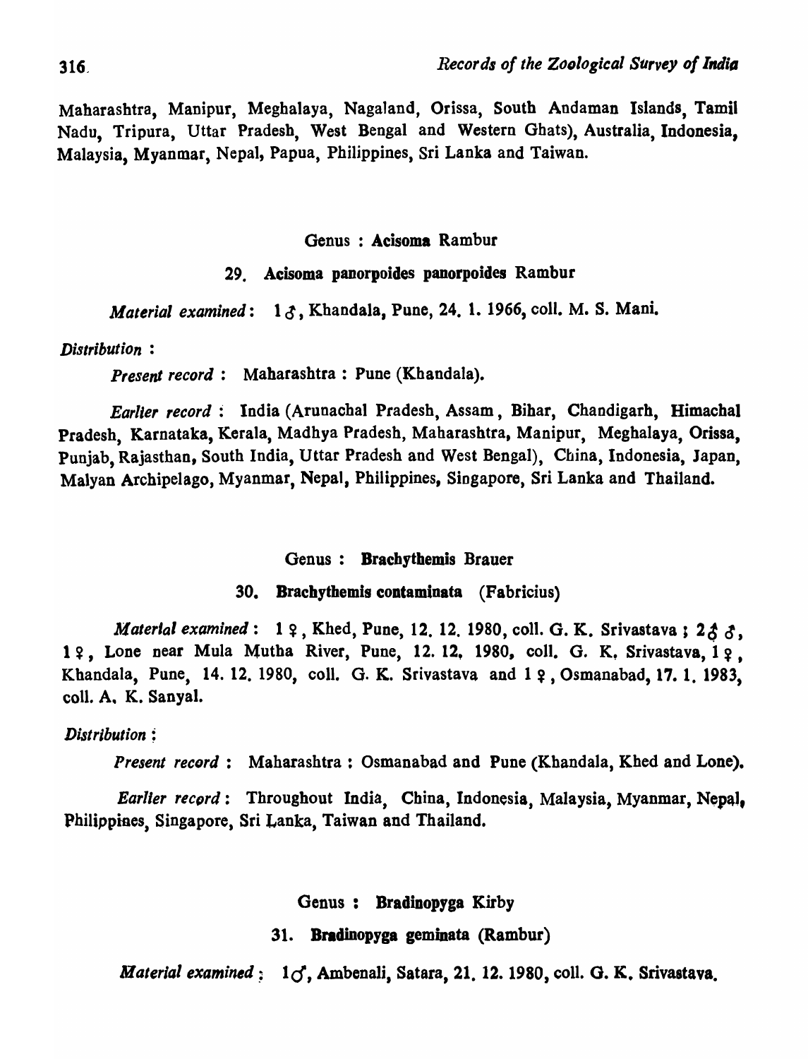Maharashtra, Manipur, Meghalaya, Nagaland, Orissa, South Andaman Islands, Tamil Nadu, Tripura, Uttar Pradesh, West Bengal and Western Ghats), Australia, Indonesia, Malaysia, Myanmar, Nepal, Papua, Philippines, Sri Lanka and Taiwan.

### Genus : Acisoma Rambur

#### 29. Acisoma panorpoides panorpoides Rambur

*Material examined*: 1 ♂, Khandala, Pune, 24. 1. 1966, coll. M. S. Mani.

*Distribution* :

*Present record* : Maharashtra : Pune (Khandala).

*Earlier record* : India (Arunachal Pradesh, Assam, Bihar, Chandigarh, Himachal Pradesh, Karnataka, Kerala, Madhya Pradesh, Maharashtra, Manipur, Meghalaya, Orissa, Punjab, Rajasthan, South India, Uttar Pradesh and West Bengal), China, Indonesia, Japan, Malyan Archipelago, Myanmar, Nepal, Philippines, Singapore, Sri Lanka and Thailand.

### Genus : Brachythemis Brauer

#### 30. Brachythemis contaminata (Fabricius)

*Material examined*: 1 ♀, Khed, Pune, 12. 12. 1980, coll. G. K. Srivastava ; 2 ♂♂, 1 ♀, Lone near Mula Mutha River, Pune, 12. 12. 1980, coll. G. K. Srivastava, 1 ♀, Khandala, Pune, 14. 12. 1980, coll. G. K. Srivastava and 1 ♀, Osmanabad, 17. 1. 1983, coll. A. K. Sanyal.

*Distribution* :

*Present record* : Maharashtra : Osmanabad and Pune (Khandala, Khed and Lone).

*Earlier record* : Throughout India, China, Indonesia, Malaysia, Myanmar, Nepal, Philippines, Singapore, Sri Lanka, Taiwan and Thailand.

### Genus : Bradinopyga Kirby

#### 31. Bradinopyga geminata (Rambur)

*Material examined* : 1 ♂, Ambenali, Satara, 21. 12. 1980, coll. G. K. Srivastava.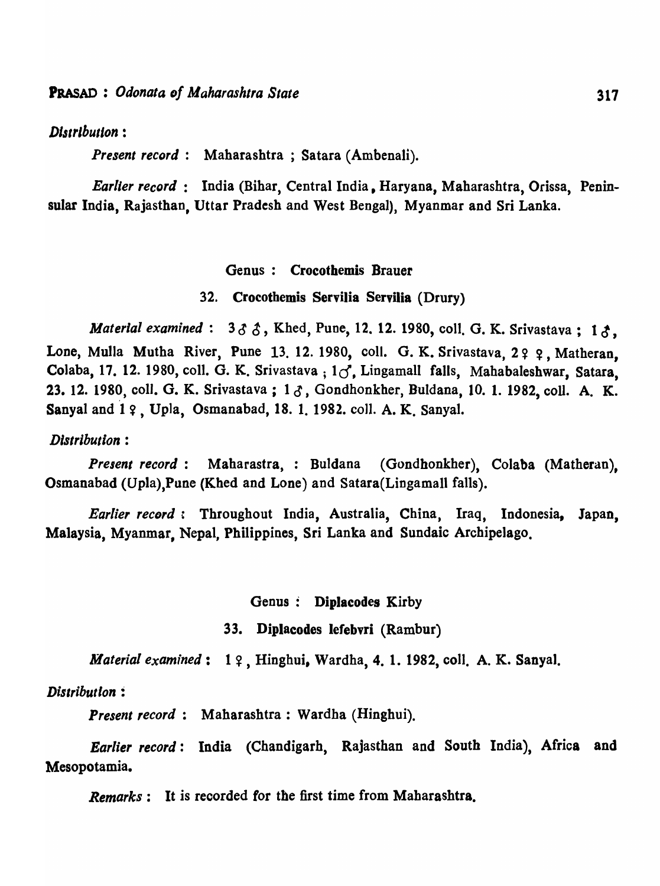*Distribution* :

*Present record* : Maharashtra ; Satara (Ambenali).

*Earlier record* : India (Bihar, Central India, Haryana, Maharashtra, Orissa, Peninsular India, Rajasthan, Uttar Pradesh and West Bengal), Myanmar and Sri Lanka.

Genus : **Crocothemis Brauer**

32. **Crocothemis Servilia Servilia** (Drury)

*Material examined* : 3♂♂, Khed, Pune, 12. 12. 1980, coll. G. K. Srivastava ; 1♂, Lone, Mulla Mutha River, Pune 13. 12. 1980, coll. G. K. Srivastava, 2♀♀, Matheran, Colaba, 17. 12. 1980, coll. G. K. Srivastava ; 1♂, Lingamall falls, Mahabaleshwar, Satara, 23. 12. 1980, coll. G. K. Srivastava ; 1♂, Gondhonkher, Buldana, 10. 1. 1982, coll. A. K. Sanyal and 1♀, Upla, Osmanabad, 18. 1. 1982. coll. A. K. Sanyal.

*Distribution* :

*Present record* : Maharastra, : Buldana (Gondhonkher), Colaba (Matheran), Osmanabad (Upla),Pune (Khed and Lone) and Satara(Lingamall falls).

*Earlier record* : Throughout India, Australia, China, Iraq, Indonesia, Japan, Malaysia, Myanmar, Nepal, Philippines, Sri Lanka and Sundaic Archipelago.

Genus : **Diplacodes Kirby**

33. **Diplacodes lefebvri** (Rambur)

*Material examined* : 1♀, Hinghui, Wardha, 4. 1. 1982, coll. A. K. Sanyal.

*Distribution* :

*Present record* : Maharashtra : Wardha (Hinghui).

*Earlier record* : India (Chandigarh, Rajasthan and South India), Africa and Mesopotamia.

*Remarks* : It is recorded for the first time from Maharashtra.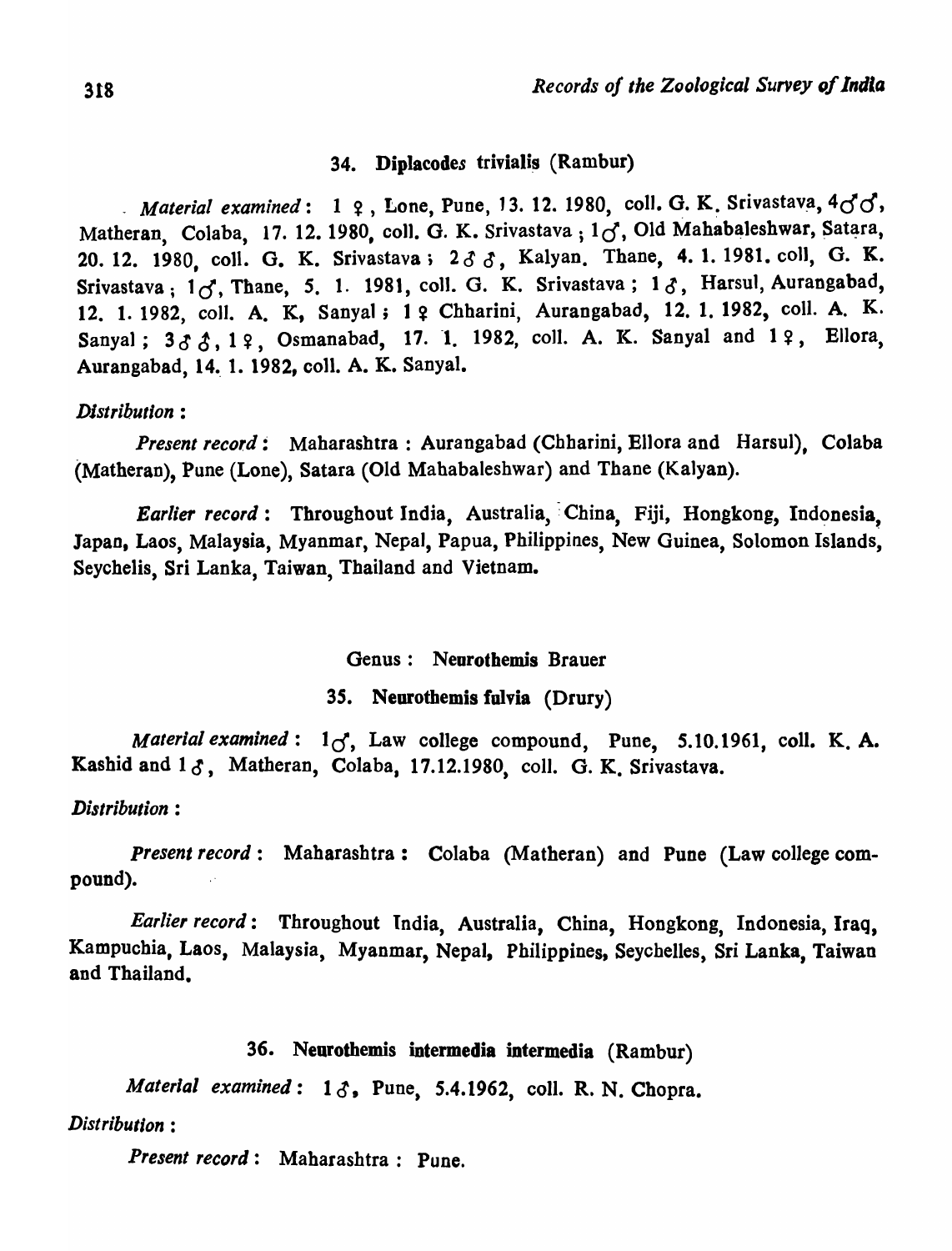### 34. Diplacodes trivialis (Rambur)

*Material examined*: 1 ♀, Lone, Pune, 13. 12. 1980, coll. G. K. Srivastava, 4♂♂, Matheran, Colaba, 17. 12. 1980, coll. G. K. Srivastava ; 1♂, Old Mahabaleshwar, Satara, 20. 12. 1980, coll. G. K. Srivastava ; 2♂♂, Kalyan. Thane, 4. 1. 1981. coll, G. K. Srivastava ; 1♂, Thane, 5. 1. 1981, coll. G. K. Srivastava ; 1♂, Harsul, Aurangabad, 12. 1. 1982, coll. A. K, Sanyal ; 1♀ Chharini, Aurangabad, 12. 1. 1982, coll. A. K. Sanyal ; 3♂♂, 1♀, Osmanabad, 17. 1. 1982, coll. A. K. Sanyal and 1♀, Ellora, Aurangabad, 14. 1. 1982, coll. A. K. Sanyal.

*Distribution* :

*Present record* : Maharashtra : Aurangabad (Chharini, Ellora and Harsul), Colaba (Matheran), Pune (Lone), Satara (Old Mahabaleshwar) and Thane (Kalyan).

*Earlier record* : Throughout India, Australia, China, Fiji, Hongkong, Indonesia, Japan, Laos, Malaysia, Myanmar, Nepal, Papua, Philippines, New Guinea, Solomon Islands, Seychelis, Sri Lanka, Taiwan, Thailand and Vietnam.

## Genus : Neurothemis Brauer

### 35. Neurothemis fulvia (Drury)

*Material examined* : 1♂, Law college compound, Pune, 5.10.1961, coll. K. A. Kashid and 1♂, Matheran, Colaba, 17.12.1980, coll. G. K. Srivastava.

*Distribution* :

*Present record* : Maharashtra : Colaba (Matheran) and Pune (Law college compound).

*Earlier record* : Throughout India, Australia, China, Hongkong, Indonesia, Iraq, Kampuchia, Laos, Malaysia, Myanmar, Nepal, Philippines, Seychelles, Sri Lanka, Taiwan and Thailand.

### 36. Neurothemis intermedia intermedia (Rambur)

*Material examined* : 1♂, Pune, 5.4.1962, coll. R. N. Chopra.

*Distribution* :

*Present record* : Maharashtra : Pune.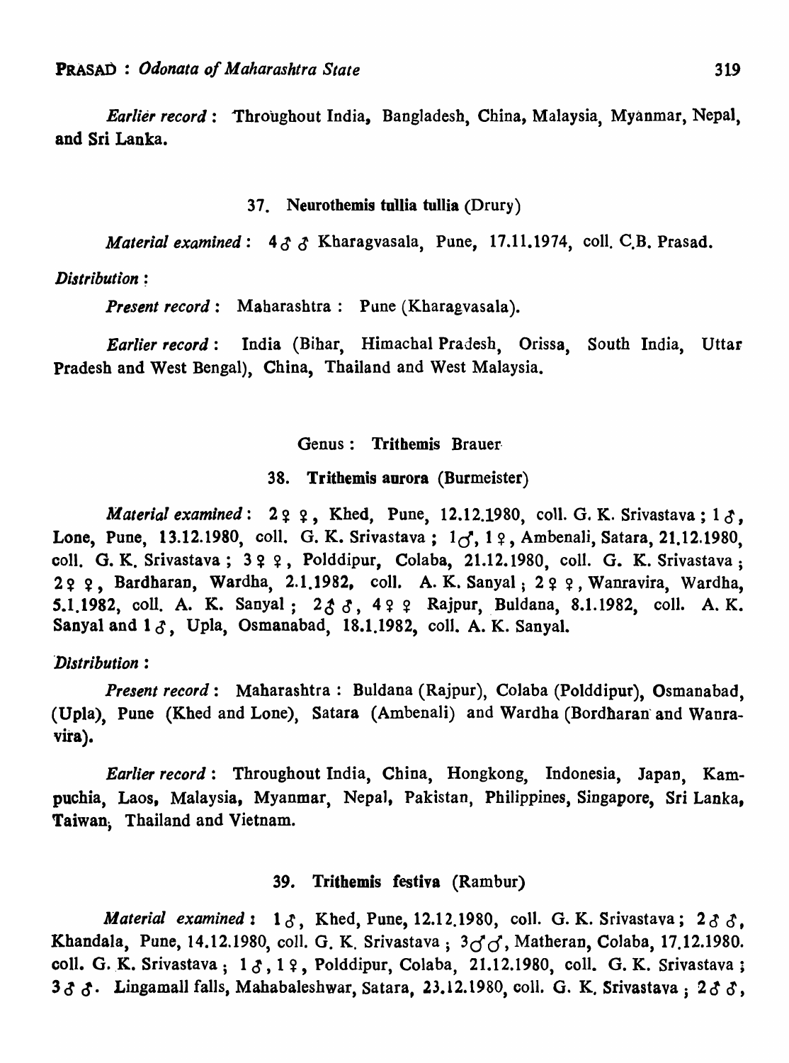*Earlier record* : Throughout India, Bangladesh, China, Malaysia, Myanmar, Nepal, and Sri Lanka.

### 37. Neurothemis tullia tullia (Drury)

*Material examined* : 4 ♂♂ Kharagvasala, Pune, 17.11.1974, coll. C.B. Prasad.

*Distribution* :

*Present record* : Maharashtra : Pune (Kharagvasala).

*Earlier record* : India (Bihar, Himachal Pradesh, Orissa, South India, Uttar Pradesh and West Bengal), China, Thailand and West Malaysia.

## Genus : Trithemis Brauer

### 38. Trithemis aurora (Burmeister)

*Material examined* : 2 ♀♀, Khed, Pune, 12.12.1980, coll. G. K. Srivastava ; 1 ♂, Lone, Pune, 13.12.1980, coll. G. K. Srivastava ; 1 ♂, 1 ♀, Ambenali, Satara, 21.12.1980, coll. G. K. Srivastava ; 3 ♀♀, Polddipur, Colaba, 21.12.1980, coll. G. K. Srivastava ; 2 ♀♀, Bardharan, Wardha, 2.1.1982, coll. A. K. Sanyal ; 2 ♀♀, Wanravira, Wardha, 5.1.1982, coll. A. K. Sanyal ; 2 ♂♂, 4 ♀♀ Rajpur, Buldana, 8.1.1982, coll. A. K. Sanyal and 1 ♂, Upla, Osmanabad, 18.1.1982, coll. A. K. Sanyal.

*Distribution* :

*Present record* : Maharashtra : Buldana (Rajpur), Colaba (Polddipur), Osmanabad, (Upla), Pune (Khed and Lone), Satara (Ambenali) and Wardha (Bordharan and Wanravira).

*Earlier record* : Throughout India, China, Hongkong, Indonesia, Japan, Kampuchia, Laos, Malaysia, Myanmar, Nepal, Pakistan, Philippines, Singapore, Sri Lanka, Taiwan, Thailand and Vietnam.

### 39. Trithemis festiva (Rambur)

*Material examined* : 1 ♂, Khed, Pune, 12.12.1980, coll. G. K. Srivastava ; 2 ♂♂, Khandala, Pune, 14.12.1980, coll. G. K. Srivastava ; 3 ♂♂, Matheran, Colaba, 17.12.1980. coll. G. K. Srivastava ; 1 ♂, 1 ♀, Polddipur, Colaba, 21.12.1980, coll. G. K. Srivastava ; 3 ♂♂. Lingamall falls, Mahabaleshwar, Satara, 23.12.1980, coll. G. K. Srivastava ; 2 ♂♂,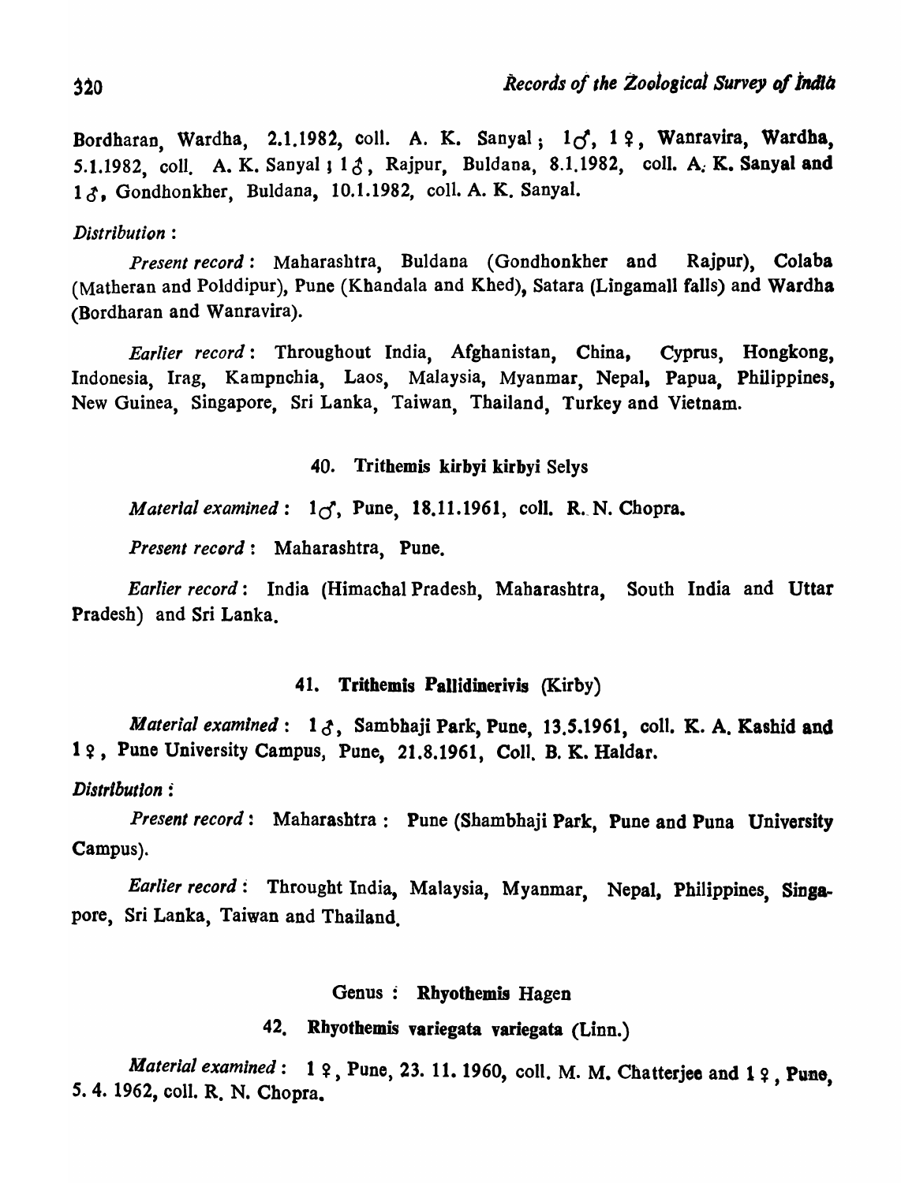Bordharan, Wardha, 2.1.1982, coll. A. K. Sanyal; 1♂, 1♀, Wanravira, Wardha, 5.1.1982, coll. A. K. Sanyal; 1♂, Rajpur, Buldana, 8.1.1982, coll. A. K. Sanyal and 1♂, Gondhonkher, Buldana, 10.1.1982, coll. A. K. Sanyal.

*Distribution* :

*Present record* : Maharashtra, Buldana (Gondhonkher and Rajpur), Colaba (Matheran and Polddipur), Pune (Khandala and Khed), Satara (Lingamall falls) and Wardha (Bordharan and Wanravira).

*Earlier record* : Throughout India, Afghanistan, China, Cyprus, Hongkong, Indonesia, Irag, Kampnchia, Laos, Malaysia, Myanmar, Nepal, Papua, Philippines, New Guinea, Singapore, Sri Lanka, Taiwan, Thailand, Turkey and Vietnam.

### 40. Trithemis kirbyi kirbyi Selys

*Material examined* : 1♂, Pune, 18.11.1961, coll. R. N. Chopra.

*Present record* : Maharashtra, Pune.

*Earlier record* : India (Himachal Pradesh, Maharashtra, South India and Uttar Pradesh) and Sri Lanka.

### 41. Trithemis Pallidinerivis (Kirby)

*Material examined* : 1♂, Sambhaji Park, Pune, 13.5.1961, coll. K. A. Kashid and 1♀, Pune University Campus, Pune, 21.8.1961, Coll. B. K. Haldar.

*Distribution* :

*Present record* : Maharashtra : Pune (Shambhaji Park, Pune and Puna University Campus).

*Earlier record* : Throught India, Malaysia, Myanmar, Nepal, Philippines, Singapore, Sri Lanka, Taiwan and Thailand.

## Genus : Rhyothemis Hagen

### 42. Rhyothemis variegata variegata (Linn.)

*Material examined* : 1♀, Pune, 23. 11. 1960, coll. M. M. Chatterjee and 1♀, Pune, 5. 4. 1962, coll. R. N. Chopra.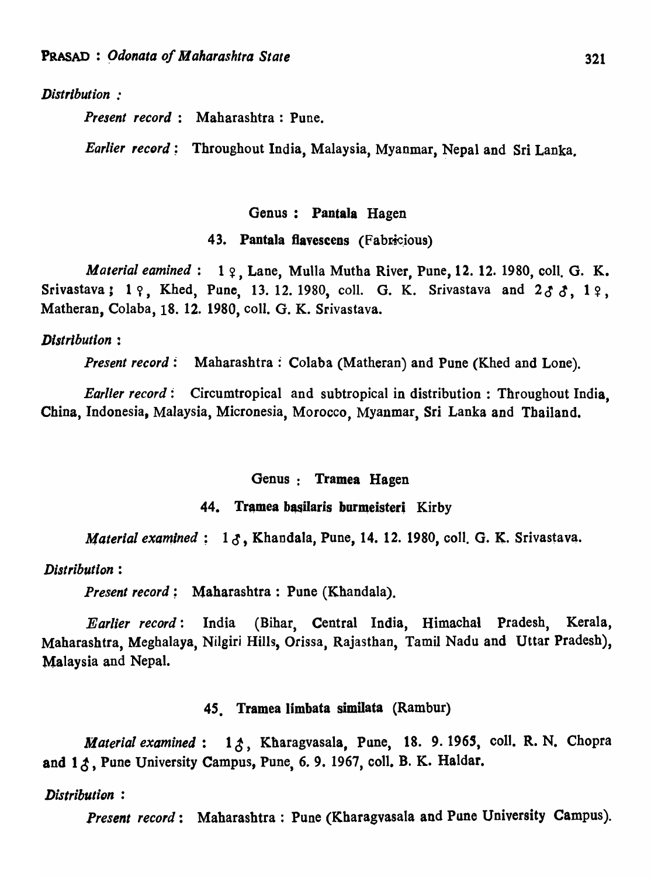*Distribution :*

*Present record* : Maharashtra : Pune.

*Earlier record* : Throughout India, Malaysia, Myanmar, Nepal and Sri Lanka.

### Genus : **Pantala** Hagen

#### 43. **Pantala flavescens** (Fabricious)

*Material eamined* : 1 ♀, Lane, Mulla Mutha River, Pune, 12. 12. 1980, coll. G. K. Srivastava; 1 ♀, Khed, Pune, 13. 12. 1980, coll. G. K. Srivastava and 2♂♂, 1♀, Matheran, Colaba, 18. 12. 1980, coll. G. K. Srivastava.

*Distribution* :

*Present record* : Maharashtra : Colaba (Matheran) and Pune (Khed and Lone).

*Earlier record* : Circumtropical and subtropical in distribution : Throughout India, China, Indonesia, Malaysia, Micronesia, Morocco, Myanmar, Sri Lanka and Thailand.

### Genus : **Tramea** Hagen

#### 44. **Tramea basilaris burmeisteri** Kirby

*Material examined* : 1♂, Khandala, Pune, 14. 12. 1980, coll. G. K. Srivastava.

*Distribution* :

*Present record* : Maharashtra : Pune (Khandala).

*Earlier record* : India (Bihar, Central India, Himachal Pradesh, Kerala, Maharashtra, Meghalaya, Nilgiri Hills, Orissa, Rajasthan, Tamil Nadu and Uttar Pradesh), Malaysia and Nepal.

#### 45. **Tramea limbata similata** (Rambur)

*Material examined* : 1♂, Kharagvasala, Pune, 18. 9. 1965, coll. R. N. Chopra and 1♂, Pune University Campus, Pune, 6. 9. 1967, coll. B. K. Haldar.

*Distribution* :

*Present record* : Maharashtra : Pune (Kharagvasala and Pune University Campus).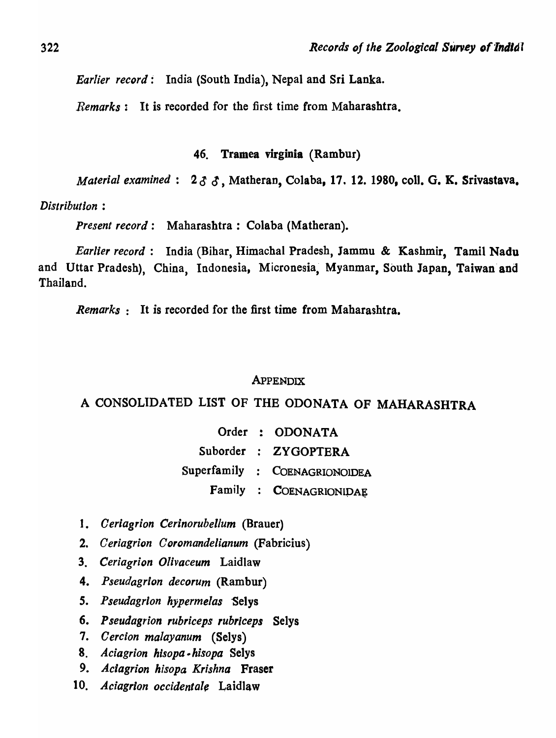*Earlier record*: India (South India), Nepal and Sri Lanka.

*Remarks*: It is recorded for the first time from Maharashtra.

### 46. Tramea virginia (Rambur)

*Material examined*: 2 ♂♂, Matheran, Colaba, 17. 12. 1980, coll. G. K. Srivastava.

*Distribution*:

*Present record*: Maharashtra: Colaba (Matheran).

*Earlier record*: India (Bihar, Himachal Pradesh, Jammu & Kashmir, Tamil Nadu and Uttar Pradesh), China, Indonesia, Micronesia, Myanmar, South Japan, Taiwan and Thailand.

*Remarks*: It is recorded for the first time from Maharashtra.

## APPENDIX

## A CONSOLIDATED LIST OF THE ODONATA OF MAHARASHTRA

Order : ODONATA

Suborder : ZYGOPTERA

Superfamily : COENAGRIONOIDEA

Family : COENAGRIONIDAE

1. *Ceriagrion Cerinorubellum* (Brauer)
2. *Ceriagrion Coromandelianum* (Fabricius)
3. *Ceriagrion Olivaceum* Laidlaw
4. *Pseudagrion decorum* (Rambur)
5. *Pseudagrion hypermelas* Selys
6. *Pseudagrion rubriceps rubriceps* Selys
7. *Cercion malayanum* (Selys)
8. *Aciagrion hisopa-hisopa* Selys
9. *Aciagrion hisopa Krishna* Fraser
10. *Aciagrion occidentale* Laidlaw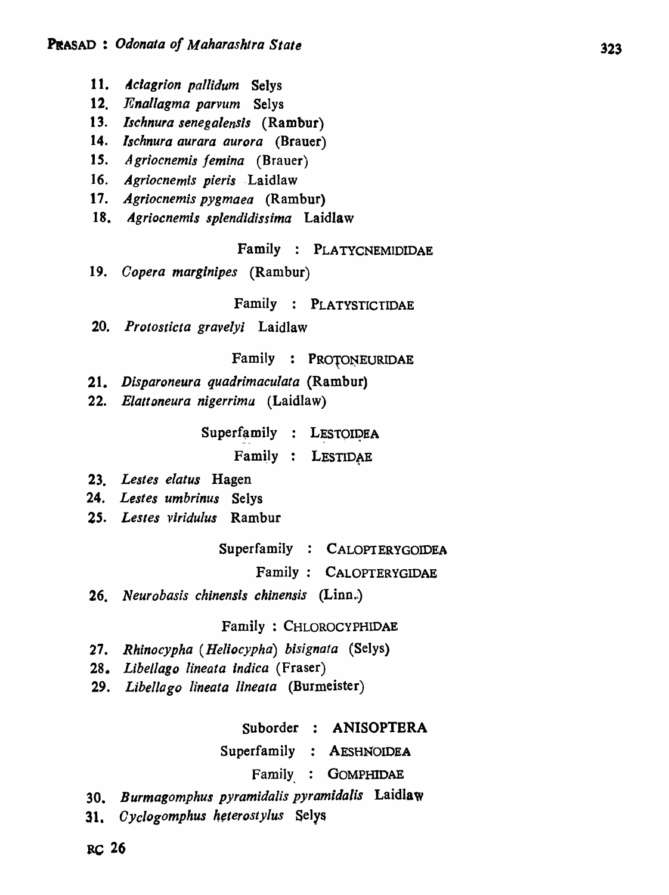11. *Aciagrion pallidum* Selys
12. *Enallagma parvum* Selys
13. *Ischnura senegalensis* (Rambur)
14. *Ischnura aurara aurora* (Brauer)
15. *Agriocnemis femina* (Brauer)
16. *Agriocnemis pieris* Laidlaw
17. *Agriocnemis pygmaea* (Rambur)
18. *Agriocnemis splendidissima* Laidlaw

Family : PLATYCNEMIDIDAE

19. *Copera marginipes* (Rambur)

Family : PLATYSTICTIDAE

20. *Protosticta gravelyi* Laidlaw

Family : PROTONEURIDAE

21. *Disparoneura quadrimaculata* (Rambur)
22. *Elattoneura nigerrima* (Laidlaw)

Superfamily : LESTOIDEA

Family : LESTIDAE

23. *Lestes elatus* Hagen
24. *Lestes umbrinus* Selys
25. *Lestes viridulus* Rambur

Superfamily : CALOPTERYGOIDEA

Family : CALOPTERYGIDAE

26. *Neurobasis chinensis chinensis* (Linn.)

Family : CHLOROCYPHIDAE

27. *Rhinocypha (Heliocypha) bisignata* (Selys)
28. *Libellago lineata indica* (Fraser)
29. *Libellago lineata lineata* (Burmeister)

Suborder : **ANISOPTERA**

Superfamily : AESHNOIDEA

Family : GOMPHIDAE

30. *Burmagomphus pyramidalis pyramidalis* Laidlaw
31. *Cyclogomphus heterostylus* Selys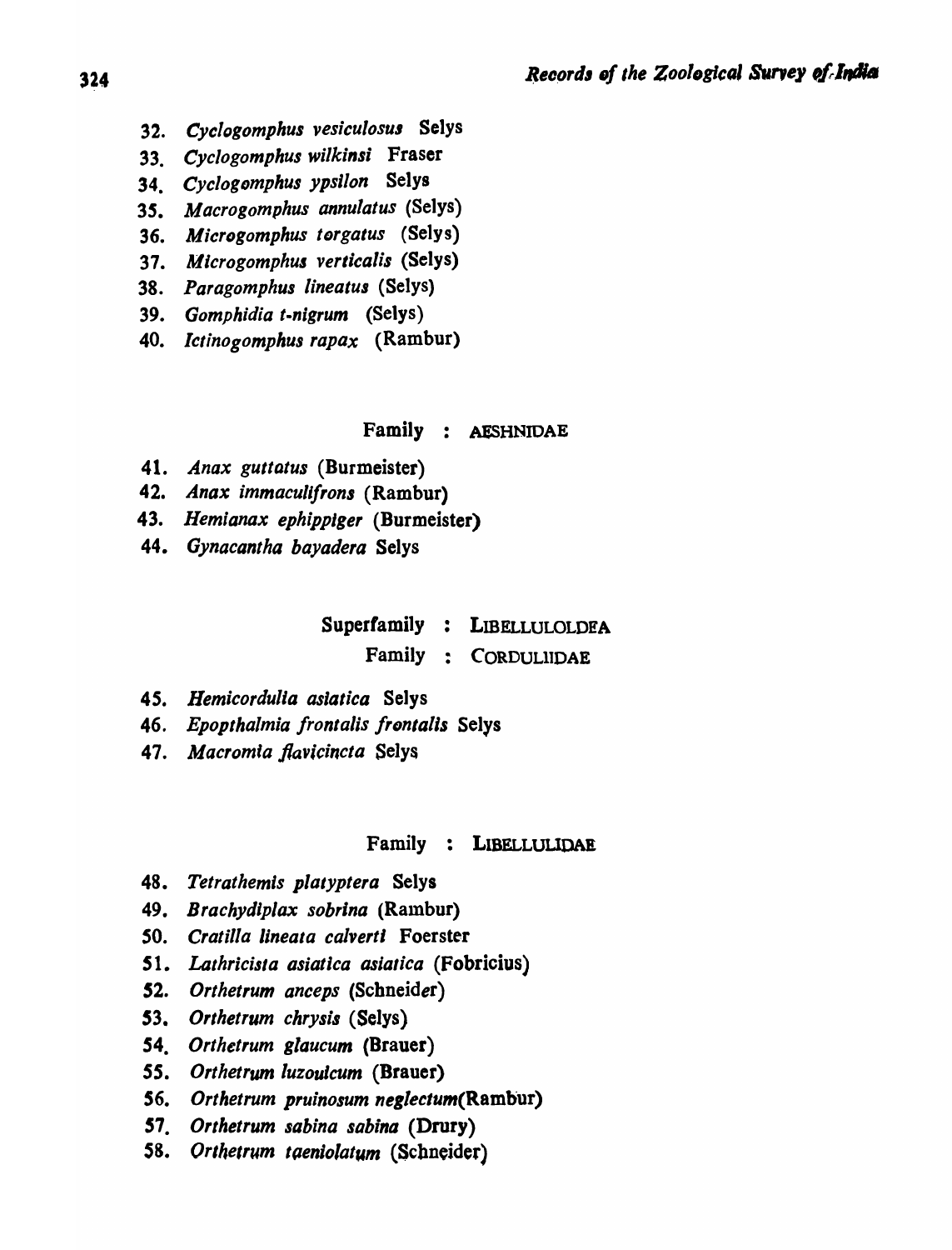32. *Cyclogomphus vesiculosus* Selys
33. *Cyclogomphus wilkinsi* Fraser
34. *Cyclogomphus ypsilon* Selys
35. *Macrogomphus annulatus* (Selys)
36. *Microgomphus torgatus* (Selys)
37. *Microgomphus verticalis* (Selys)
38. *Paragomphus lineatus* (Selys)
39. *Gomphidia t-nigrum* (Selys)
40. *Ictinogomphus rapax* (Rambur)

### Family : AESHNIDAE

41. *Anax guttatus* (Burmeister)
42. *Anax immaculifrons* (Rambur)
43. *Hemianax ephippiger* (Burmeister)
44. *Gynacantha bayadera* Selys

## Superfamily : LIBELLULOLDEA

### Family : CORDULIIDAE

45. *Hemicordulia asiatica* Selys
46. *Epopthalmia frontalis frontalis* Selys
47. *Macromia flavicincta* Selys

### Family : LIBELLULIDAE

48. *Tetrathemis platyptera* Selys
49. *Brachydiplax sobrina* (Rambur)
50. *Cratilla lineata calverti* Foerster
51. *Lathricista asiatica asiatica* (Fobricius)
52. *Orthetrum anceps* (Schneider)
53. *Orthetrum chrysis* (Selys)
54. *Orthetrum glaucum* (Brauer)
55. *Orthetrum luzoulcum* (Brauer)
56. *Orthetrum pruinosum neglectum*(Rambur)
57. *Orthetrum sabina sabina* (Drury)
58. *Orthetrum taeniolatum* (Schneider)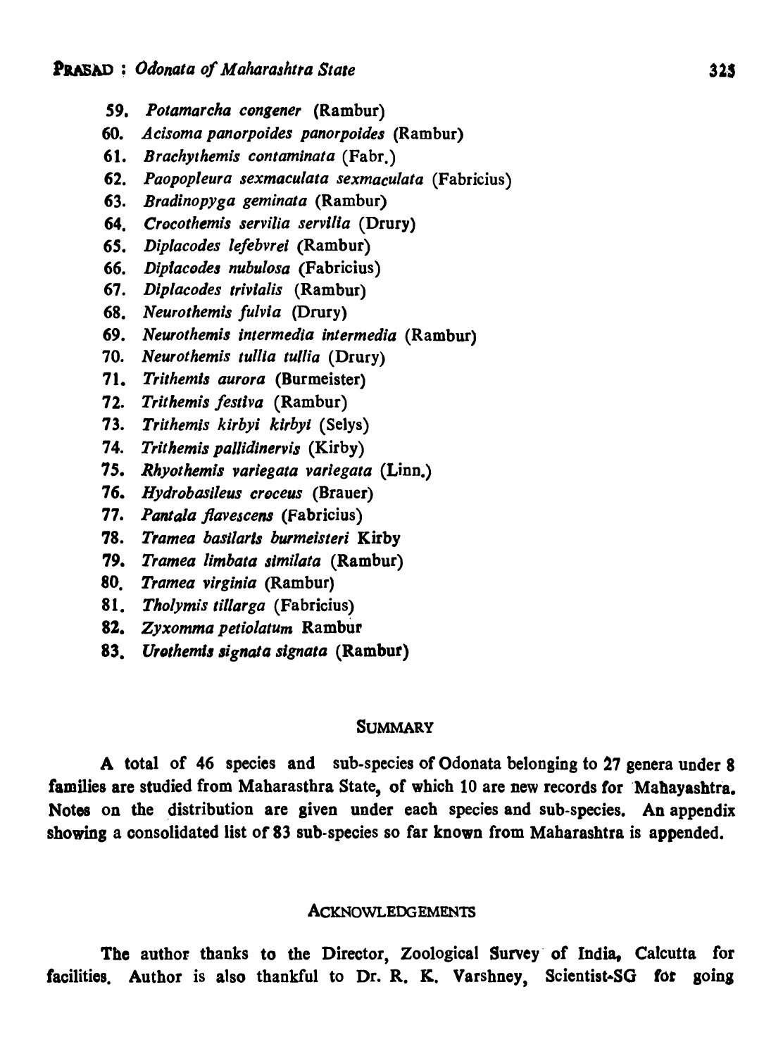59. *Potamarcha congener* (Rambur)
60. *Acisoma panorpoides panorpoides* (Rambur)
61. *Brachythemis contaminata* (Fabr.)
62. *Paopopleura sexmaculata sexmaculata* (Fabricius)
63. *Bradinopyga geminata* (Rambur)
64. *Crocothemis servilia servilia* (Drury)
65. *Diplacodes lefebvrei* (Rambur)
66. *Diplacodes nubulosa* (Fabricius)
67. *Diplacodes trivialis* (Rambur)
68. *Neurothemis fulvia* (Drury)
69. *Neurothemis intermedia intermedia* (Rambur)
70. *Neurothemis tullia tullia* (Drury)
71. *Trithemis aurora* (Burmeister)
72. *Trithemis festiva* (Rambur)
73. *Trithemis kirbyi kirbyi* (Selys)
74. *Trithemis pallidinervis* (Kirby)
75. *Rhyothemis variegata variegata* (Linn.)
76. *Hydrobasileus croceus* (Brauer)
77. *Pantala flavescens* (Fabricius)
78. *Tramea basilaris burmeisteri* Kirby
79. *Tramea limbata similata* (Rambur)
80. *Tramea virginia* (Rambur)
81. *Tholymis tillarga* (Fabricius)
82. *Zyxomma petiolatum* Rambur
83. *Urothemis signata signata* (Rambur)

## SUMMARY

A total of 46 species and sub-species of Odonata belonging to 27 genera under 8 families are studied from Maharasthra State, of which 10 are new records for Mahayashtra. Notes on the distribution are given under each species and sub-species. An appendix showing a consolidated list of 83 sub-species so far known from Maharashtra is appended.

## ACKNOWLEDGEMENTS

The author thanks to the Director, Zoological Survey of India, Calcutta for facilities. Author is also thankful to Dr. R. K. Varshney, Scientist-SG for going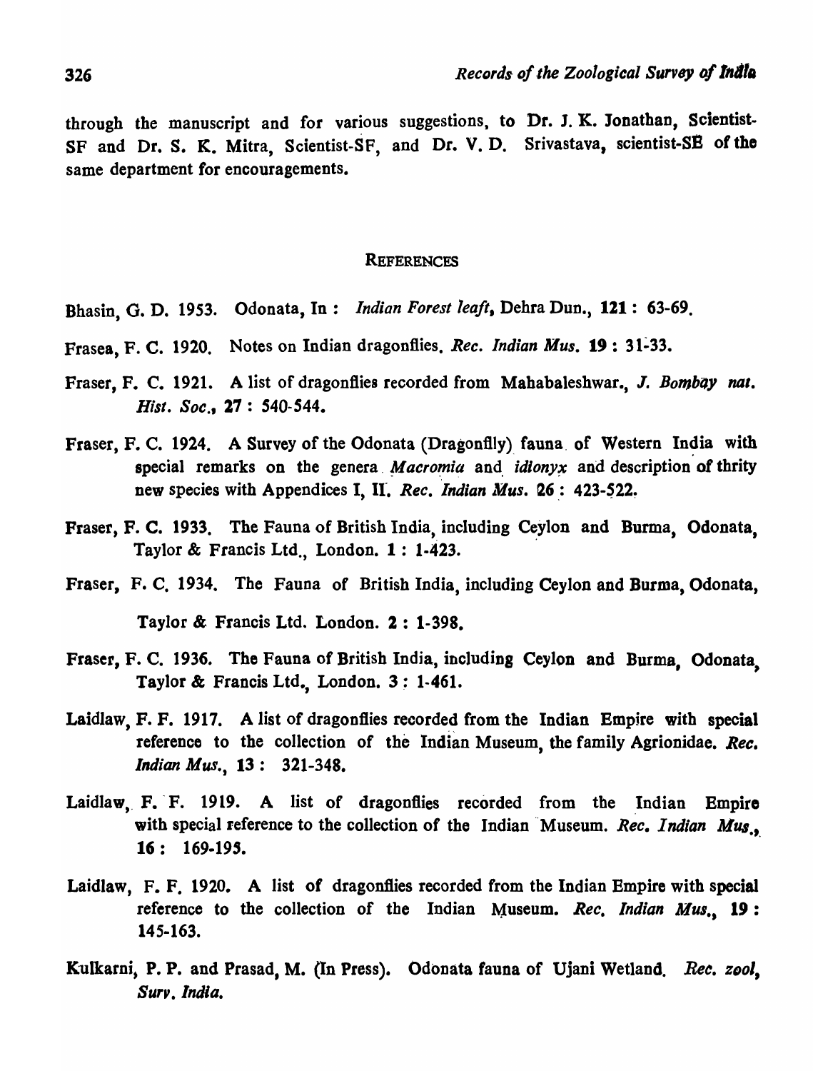through the manuscript and for various suggestions, to Dr. J. K. Jonathan, Scientist-SF and Dr. S. K. Mitra, Scientist-SF, and Dr. V. D. Srivastava, scientist-SE of the same department for encouragements.

## REFERENCES

Bhasin, G. D. 1953. Odonata, In : *Indian Forest leaft*, Dehra Dun., **121** : 63-69.

Frasea, F. C. 1920. Notes on Indian dragonflies. *Rec. Indian Mus.* **19** : 31-33.

Fraser, F. C. 1921. A list of dragonflies recorded from Mahabaleshwar., *J. Bombay nat. Hist. Soc.*, **27** : 540-544.

Fraser, F. C. 1924. A Survey of the Odonata (Dragonfly) fauna of Western India with special remarks on the genera *Macromia* and *idionyx* and description of thrity new species with Appendices I, II. *Rec. Indian Mus.* **26** : 423-522.

Fraser, F. C. 1933. The Fauna of British India, including Ceylon and Burma, Odonata, Taylor & Francis Ltd., London. **1** : 1-423.

Fraser, F. C. 1934. The Fauna of British India, including Ceylon and Burma, Odonata, Taylor & Francis Ltd. London. **2** : 1-398.

Fraser, F. C. 1936. The Fauna of British India, including Ceylon and Burma, Odonata, Taylor & Francis Ltd., London. **3** : 1-461.

Laidlaw, F. F. 1917. A list of dragonflies recorded from the Indian Empire with special reference to the collection of the Indian Museum, the family Agrionidae. *Rec. Indian Mus.*, **13** : 321-348.

Laidlaw, F. F. 1919. A list of dragonflies recorded from the Indian Empire with special reference to the collection of the Indian Museum. *Rec. Indian Mus.*, **16** : 169-195.

Laidlaw, F. F. 1920. A list of dragonflies recorded from the Indian Empire with special reference to the collection of the Indian Museum. *Rec. Indian Mus.*, **19** : 145-163.

Kulkarni, P. P. and Prasad, M. (In Press). Odonata fauna of Ujani Wetland. *Rec. zool, Surv. India.*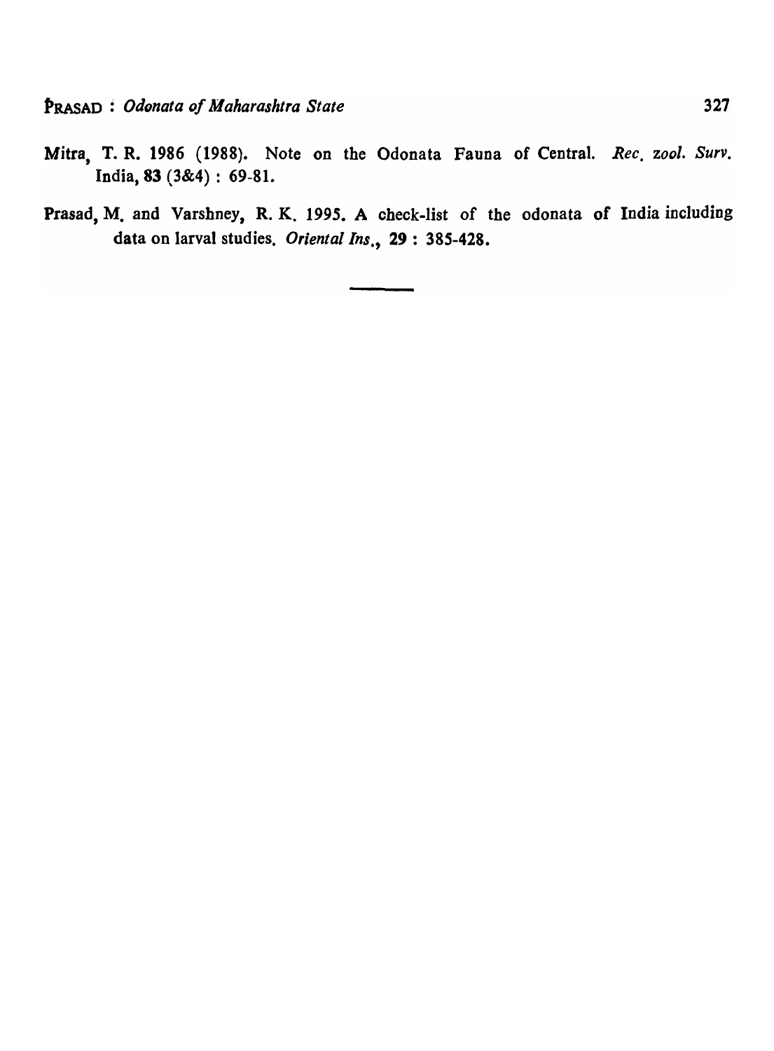Mitra, T. R. 1986 (1988). Note on the Odonata Fauna of Central. *Rec. zool. Surv. India*, **83** (3&4) : 69-81.

Prasad, M. and Varshney, R. K. 1995. A check-list of the odonata of India including data on larval studies. *Oriental Ins.*, **29** : 385-428.